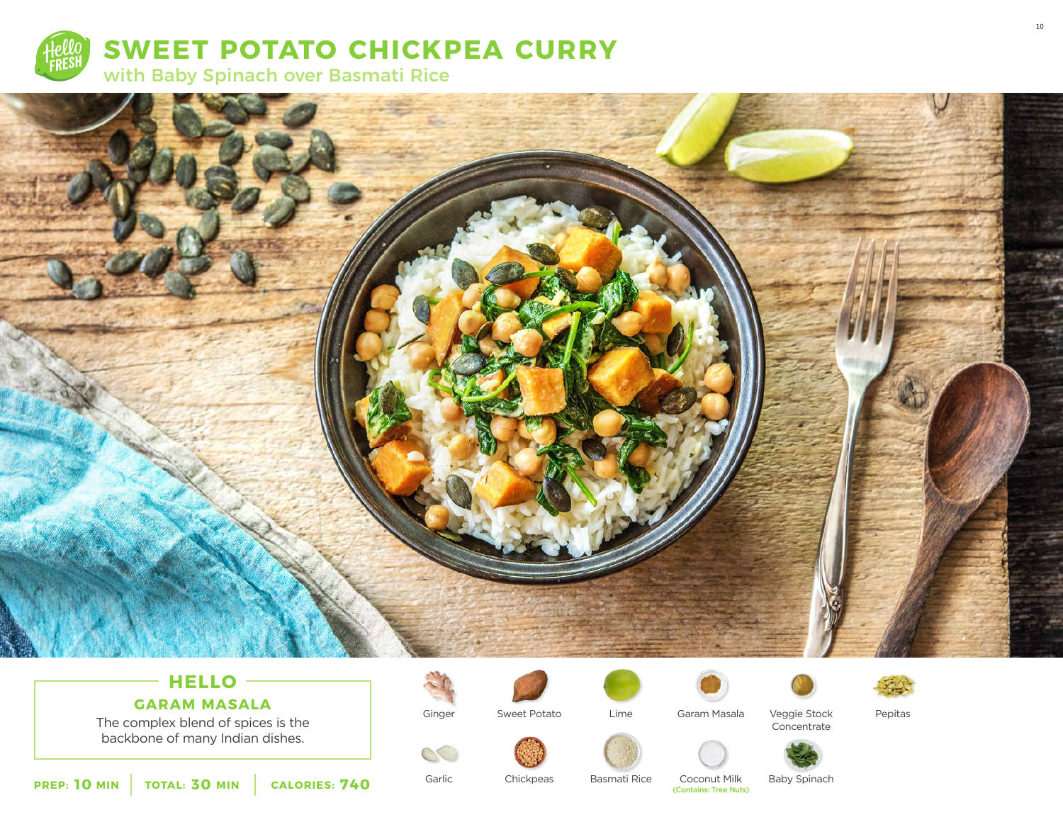# SWEET POTATO CHICKPEA CURRY

## with Baby Spinach over Basmati Rice

### HELLO

**GARAM MASALA**

The complex blend of spices is the backbone of many Indian dishes.

**PREP: 10 MIN** | **TOTAL: 30 MIN** | **CALORIES: 740**

- Ginger
- Sweet Potato
- Lime
- Garam Masala
- Veggie Stock Concentrate
- Pepitas
- Garlic
- Chickpeas
- Basmati Rice
- Coconut Milk (Contains: Tree Nuts)
- Baby Spinach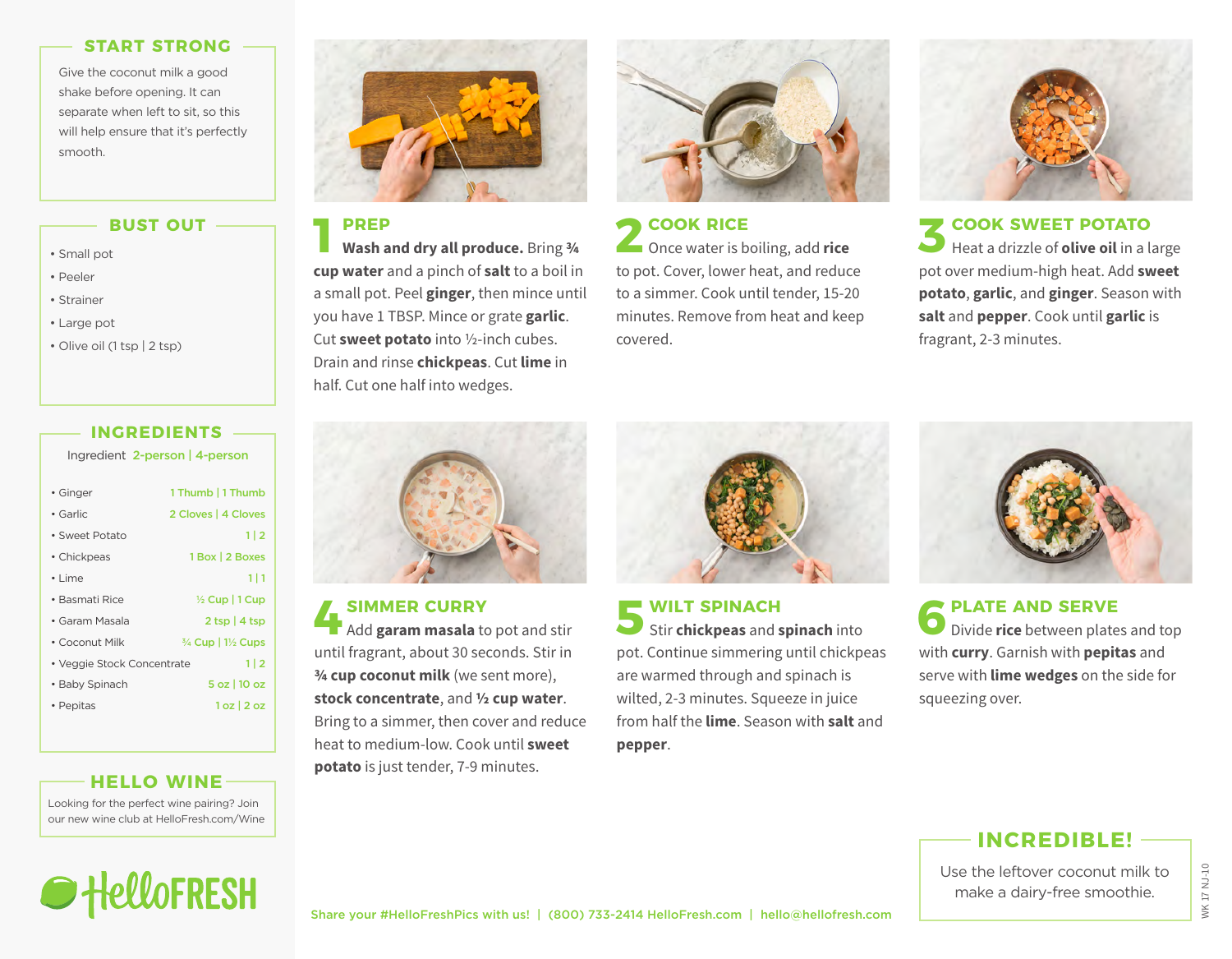## START STRONG

Give the coconut milk a good shake before opening. It can separate when left to sit, so this will help ensure that it's perfectly smooth.

## BUST OUT

- Small pot
- Peeler
- Strainer
- Large pot
- Olive oil (1 tsp | 2 tsp)

## INGREDIENTS

| Ingredient | 2-person \| 4-person |
|---|---|
| Ginger | 1 Thumb \| 1 Thumb |
| Garlic | 2 Cloves \| 4 Cloves |
| Sweet Potato | 1 \| 2 |
| Chickpeas | 1 Box \| 2 Boxes |
| Lime | 1 \| 1 |
| Basmati Rice | ½ Cup \| 1 Cup |
| Garam Masala | 2 tsp \| 4 tsp |
| Coconut Milk | ¾ Cup \| 1½ Cups |
| Veggie Stock Concentrate | 1 \| 2 |
| Baby Spinach | 5 oz \| 10 oz |
| Pepitas | 1 oz \| 2 oz |

## HELLO WINE

Looking for the perfect wine pairing? Join our new wine club at HelloFresh.com/Wine

HelloFRESH

## 1 PREP

**Wash and dry all produce.** Bring **¾ cup water** and a pinch of **salt** to a boil in a small pot. Peel **ginger**, then mince until you have 1 TBSP. Mince or grate **garlic**. Cut **sweet potato** into ½-inch cubes. Drain and rinse **chickpeas**. Cut **lime** in half. Cut one half into wedges.

## 2 COOK RICE

Once water is boiling, add **rice** to pot. Cover, lower heat, and reduce to a simmer. Cook until tender, 15-20 minutes. Remove from heat and keep covered.

## 3 COOK SWEET POTATO

Heat a drizzle of **olive oil** in a large pot over medium-high heat. Add **sweet potato**, **garlic**, and **ginger**. Season with **salt** and **pepper**. Cook until **garlic** is fragrant, 2-3 minutes.

## 4 SIMMER CURRY

Add **garam masala** to pot and stir until fragrant, about 30 seconds. Stir in **¾ cup coconut milk** (we sent more), **stock concentrate**, and **½ cup water**. Bring to a simmer, then cover and reduce heat to medium-low. Cook until **sweet potato** is just tender, 7-9 minutes.

## 5 WILT SPINACH

Stir **chickpeas** and **spinach** into pot. Continue simmering until chickpeas are warmed through and spinach is wilted, 2-3 minutes. Squeeze in juice from half the **lime**. Season with **salt** and **pepper**.

## 6 PLATE AND SERVE

Divide **rice** between plates and top with **curry**. Garnish with **pepitas** and serve with **lime wedges** on the side for squeezing over.

## INCREDIBLE!

Use the leftover coconut milk to make a dairy-free smoothie.

Share your #HelloFreshPics with us! | (800) 733-2414 HelloFresh.com | hello@hellofresh.com

WK 17 NJ-10